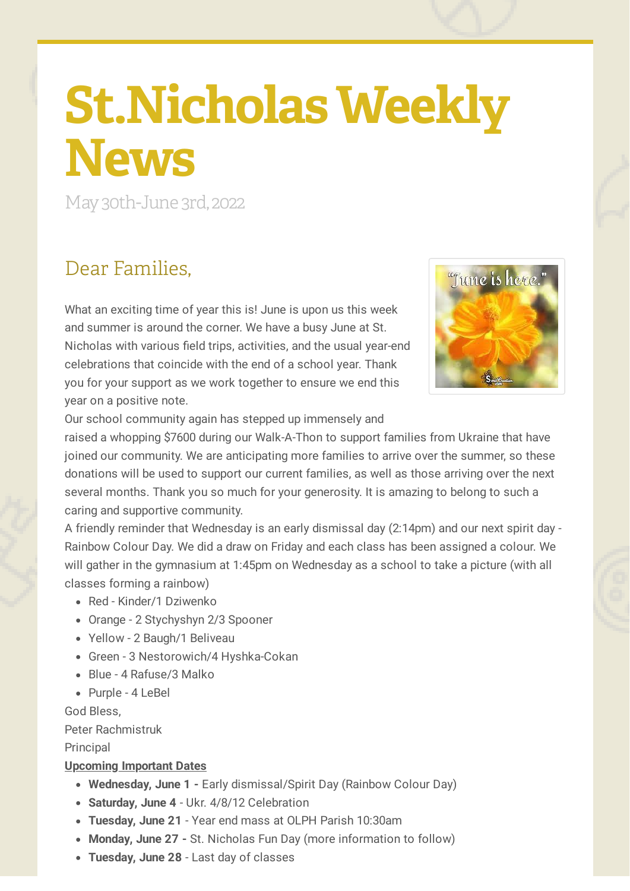# St.Nicholas Weekly News

May 30th-June 3rd, 2022

## Dear Families,

What an exciting time of year this is! June is upon us this week and summer is around the corner. We have a busy June at St. Nicholas with various field trips, activities, and the usual year-end celebrations that coincide with the end of a school year. Thank you for your support as we work together to ensure we end this year on a positive note.

Our school community again has stepped up immensely and raised a whopping $7600 during our Walk-A-Thon to support families from Ukraine that have joined our community. We are anticipating more families to arrive over the summer, so these donations will be used to support our current families, as well as those arriving over the next several months. Thank you so much for your generosity. It is amazing to belong to such a caring and supportive community.

A friendly reminder that Wednesday is an early dismissal day (2:14pm) and our next spirit day - Rainbow Colour Day. We did a draw on Friday and each class has been assigned a colour. We will gather in the gymnasium at 1:45pm on Wednesday as a school to take a picture (with all classes forming a rainbow)

- Red - Kinder/1 Dziwenko
- Orange - 2 Stychyshyn 2/3 Spooner
- Yellow - 2 Baugh/1 Beliveau
- Green - 3 Nestorowich/4 Hyshka-Cokan
- Blue - 4 Rafuse/3 Malko
- Purple - 4 LeBel

God Bless,

Peter Rachmistruk

Principal

**Upcoming Important Dates**

- **Wednesday, June 1 -** Early dismissal/Spirit Day (Rainbow Colour Day)
- **Saturday, June 4** - Ukr. 4/8/12 Celebration
- **Tuesday, June 21** - Year end mass at OLPH Parish 10:30am
- **Monday, June 27 -** St. Nicholas Fun Day (more information to follow)
- **Tuesday, June 28** - Last day of classes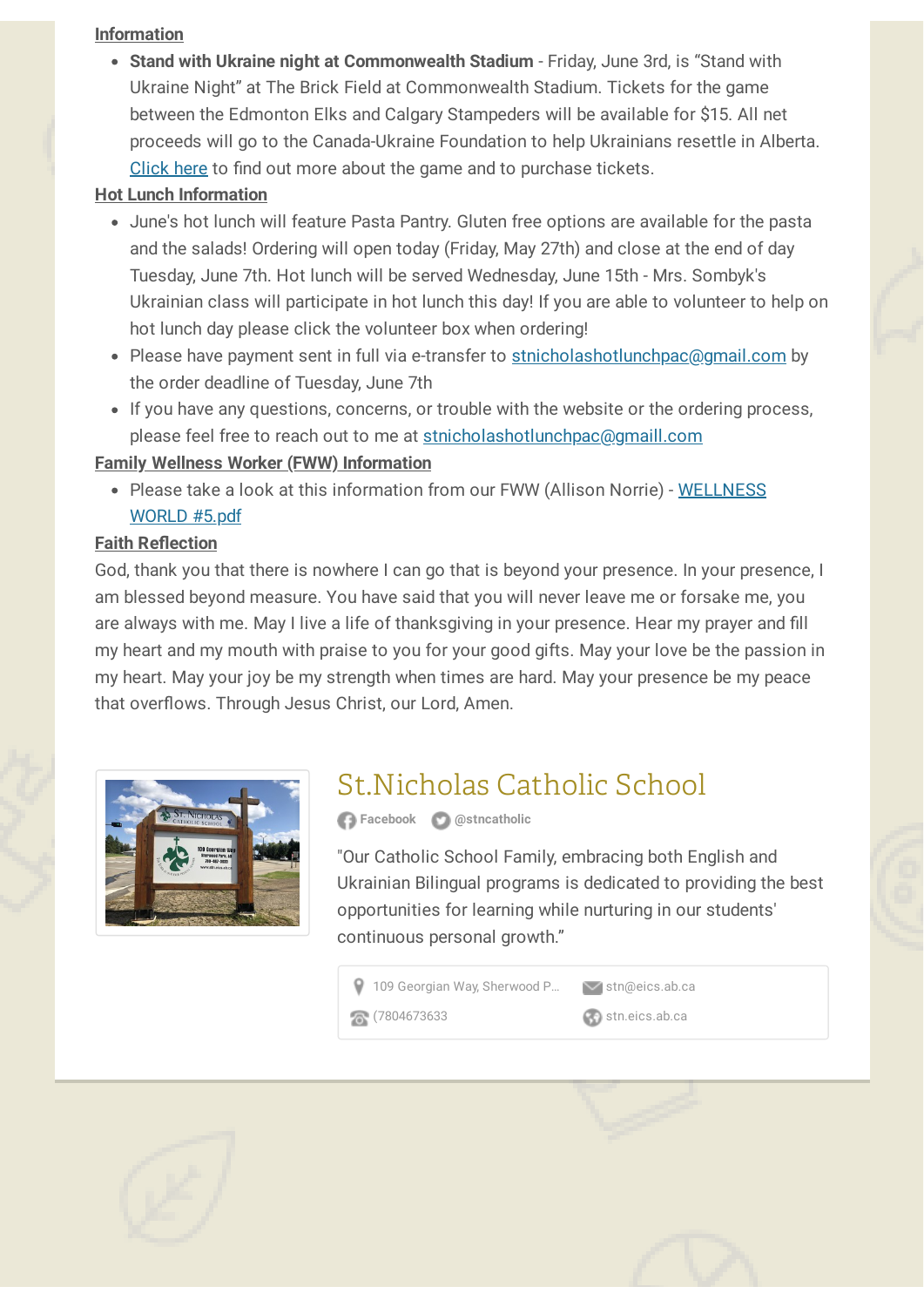**Information**

- **Stand with Ukraine night at Commonwealth Stadium** - Friday, June 3rd, is "Stand with Ukraine Night" at The Brick Field at Commonwealth Stadium. Tickets for the game between the Edmonton Elks and Calgary Stampeders will be available for $15. All net proceeds will go to the Canada-Ukraine Foundation to help Ukrainians resettle in Alberta. Click here to find out more about the game and to purchase tickets.

**Hot Lunch Information**

- June's hot lunch will feature Pasta Pantry. Gluten free options are available for the pasta and the salads! Ordering will open today (Friday, May 27th) and close at the end of day Tuesday, June 7th. Hot lunch will be served Wednesday, June 15th - Mrs. Sombyk's Ukrainian class will participate in hot lunch this day! If you are able to volunteer to help on hot lunch day please click the volunteer box when ordering!
- Please have payment sent in full via e-transfer to stnicholashotlunchpac@gmail.com by the order deadline of Tuesday, June 7th
- If you have any questions, concerns, or trouble with the website or the ordering process, please feel free to reach out to me at stnicholashotlunchpac@gmaill.com

**Family Wellness Worker (FWW) Information**

- Please take a look at this information from our FWW (Allison Norrie) - WELLNESS WORLD #5.pdf

**Faith Reflection**

God, thank you that there is nowhere I can go that is beyond your presence. In your presence, I am blessed beyond measure. You have said that you will never leave me or forsake me, you are always with me. May I live a life of thanksgiving in your presence. Hear my prayer and fill my heart and my mouth with praise to you for your good gifts. May your love be the passion in my heart. May your joy be my strength when times are hard. May your presence be my peace that overflows. Through Jesus Christ, our Lord, Amen.

## St.Nicholas Catholic School

Facebook @stncatholic

"Our Catholic School Family, embracing both English and Ukrainian Bilingual programs is dedicated to providing the best opportunities for learning while nurturing in our students' continuous personal growth."

109 Georgian Way, Sherwood P...
stn@eics.ab.ca
(7804673633
stn.eics.ab.ca